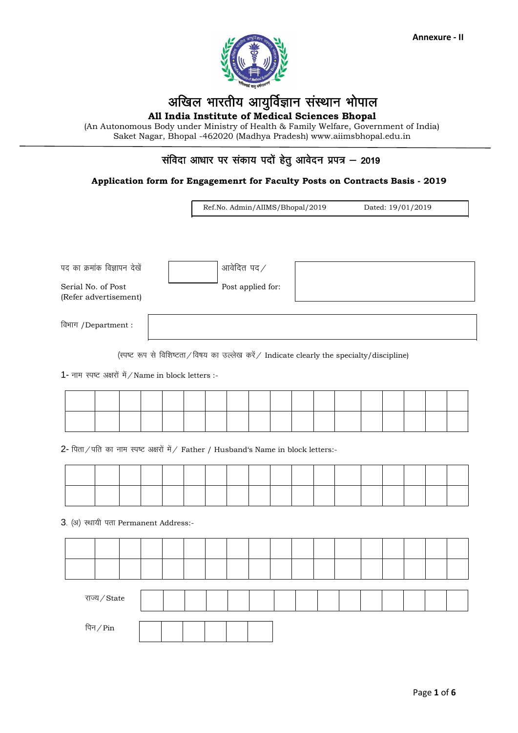Annexure - II

# अखिल भारतीय आयुर्विज्ञान संस्थान भोपाल

## All India Institute of Medical Sciences Bhopal

(An Autonomous Body under Ministry of Health & Family Welfare, Government of India)
Saket Nagar, Bhopal -462020 (Madhya Pradesh) www.aiimsbhopal.edu.in

## संविदा आधार पर संकाय पदों हेतु आवेदन प्रपत्र – 2019

### Application form for Engagemenrt for Faculty Posts on Contracts Basis - 2019

| Ref.No. Admin/AIIMS/Bhopal/2019 | Dated: 19/01/2019 |
|---|---|

| पद का क्रमांक विज्ञापन देखें<br>Serial No. of Post (Refer advertisement) | | आवेदित पद/<br>Post applied for: | |
|---|---|---|---|

| विभाग /Department : | |
|---|---|

(स्पष्ट रूप से विशिष्टता/विषय का उल्लेख करें/ Indicate clearly the specialty/discipline)

1- नाम स्पष्ट अक्षरों में/Name in block letters :-

| | | | | | | | | | | | | | | | | | |
|---|---|---|---|---|---|---|---|---|---|---|---|---|---|---|---|---|---|
| | | | | | | | | | | | | | | | | | |

2- पिता/पति का नाम स्पष्ट अक्षरों में/ Father / Husband's Name in block letters:-

| | | | | | | | | | | | | | | | | | |
|---|---|---|---|---|---|---|---|---|---|---|---|---|---|---|---|---|---|
| | | | | | | | | | | | | | | | | | |

3. (अ) स्थायी पता Permanent Address:-

| | | | | | | | | | | | | | | | | | |
|---|---|---|---|---|---|---|---|---|---|---|---|---|---|---|---|---|---|
| | | | | | | | | | | | | | | | | | |

| राज्य/State | | | | | | | | | | | | | | | |
|---|---|---|---|---|---|---|---|---|---|---|---|---|---|---|---|

| पिन/Pin | | | | | | |
|---|---|---|---|---|---|---|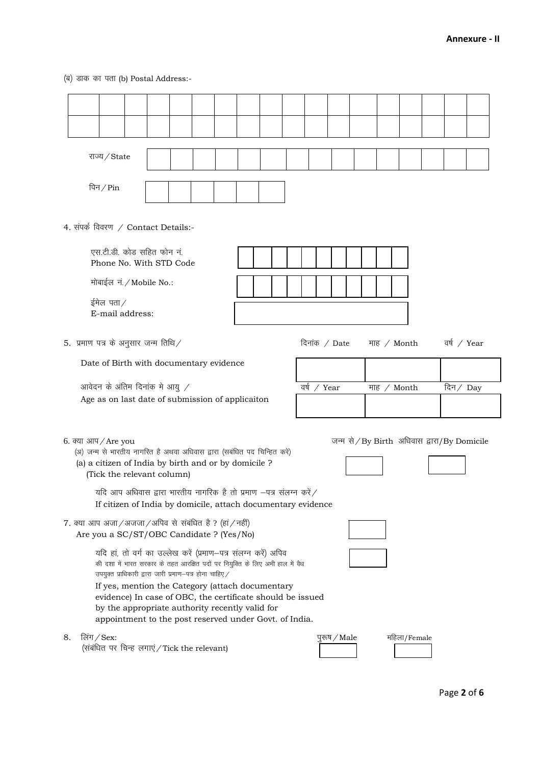**Annexure - II**

(ब) डाक का पता (b) Postal Address:-

| | | | | | | | | | | | | | | | | | |
|---|---|---|---|---|---|---|---|---|---|---|---|---|---|---|---|---|---|
| | | | | | | | | | | | | | | | | | |
| | | | | | | | | | | | | | | | | | |

राज्य/State

| | | | | | | | | | | | | | | |
|---|---|---|---|---|---|---|---|---|---|---|---|---|---|---|
| | | | | | | | | | | | | | | |

पिन/Pin

| | | | | | |
|---|---|---|---|---|---|
| | | | | | |

4. संपर्क विवरण / Contact Details:-

एस.टी.डी. कोड सहित फोन नं.
Phone No. With STD Code

मोबाईल नं./Mobile No.:

ईमेल पता/
E-mail address:

5. प्रमाण पत्र के अनुसार जन्म तिथि/
Date of Birth with documentary evidence

| दिनांक / Date | माह / Month | वर्ष / Year |
|---|---|---|
| | | |

आवेदन के अंतिम दिनांक मे आयु /
Age as on last date of submission of applicaiton

| वर्ष / Year | माह / Month | दिन/ Day |
|---|---|---|
| | | |

6. क्या आप/Are you
(अ) जन्म से भारतीय नागरित है अथवा अधिवास द्वारा (सबंधित पद चिन्हित करें)
(a) a citizen of India by birth and or by domicile ?
(Tick the relevant column)

| जन्म से/By Birth | अधिवास द्वारा/By Domicile |
|---|---|
| | |

यदि आप अधिवास द्वारा भारतीय नागरिक है तो प्रमाण –पत्र संलग्न करें/
If citizen of India by domicile, attach documentary evidence

7. क्या आप अजा/अजजा/अपिव से संबंधित है ? (हां/नहीं)
Are you a SC/ST/OBC Candidate ? (Yes/No)

यदि हां, तो वर्ग का उल्लेख करें (प्रमाण–पत्र संलग्न करें) अपिव की दशा में भारत सरकार के तहत आरक्षित पदों पर नियुक्ति के लिए अभी हाल में वैध उपयुक्त प्राधिकारी द्वारा जारी प्रमाण–पत्र होना चाहिए/
If yes, mention the Category (attach documentary evidence) In case of OBC, the certificate should be issued by the appropriate authority recently valid for appointment to the post reserved under Govt. of India.

8. लिंग/Sex:
(संबंधित पर चिन्ह लगाएं/Tick the relevant)

| पुरूष/Male | महिला/Female |
|---|---|
| | |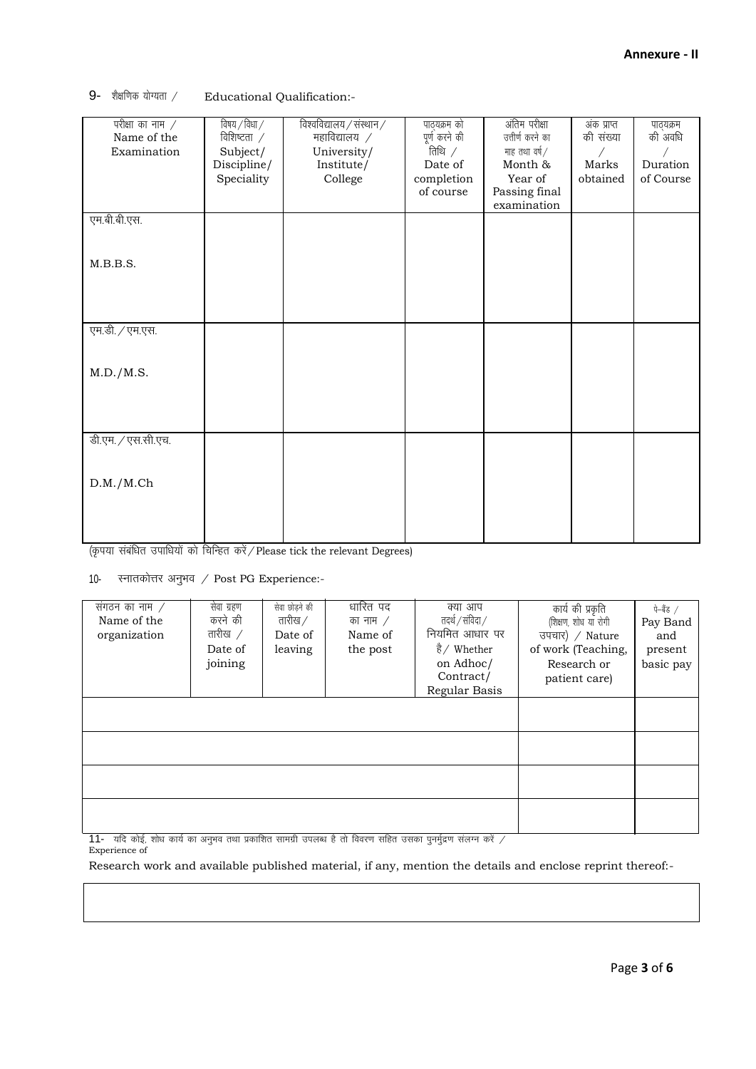**Annexure - II**

9- शैक्षणिक योग्यता / Educational Qualification:-

| परीक्षा का नाम / Name of the Examination | विषय/विधा/ विशिष्टता / Subject/ Discipline/ Speciality | विश्वविद्यालय/संस्थान/ महाविद्यालय / University/ Institute/ College | पाठ्यक्रम को पूर्ण करने की तिथि / Date of completion of course | अंतिम परीक्षा उत्तीर्ण करने का माह तथा वर्ष/ Month & Year of Passing final examination | अंक प्राप्त की संख्या / Marks obtained | पाठ्यक्रम की अवधि / Duration of Course |
|---|---|---|---|---|---|---|
| एम.बी.बी.एस. M.B.B.S. | | | | | | |
| एम.डी./एम.एस. M.D./M.S. | | | | | | |
| डी.एम./एस.सी.एच. D.M./M.Ch | | | | | | |

(कृपया संबंधित उपाधियों को चिन्हित करें/Please tick the relevant Degrees)

10- स्नातकोत्तर अनुभव / Post PG Experience:-

| संगठन का नाम / Name of the organization | सेवा ग्रहण करने की तारीख / Date of joining | सेवा छोड़ने की तारीख/ Date of leaving | धारित पद का नाम / Name of the post | क्या आप तदर्थ/संविदा/ नियमित आधार पर है/ Whether on Adhoc/ Contract/ Regular Basis | कार्य की प्रकृति (शिक्षण, शोध या रोगी उपचार) / Nature of work (Teaching, Research or patient care) | पे-बैंड / Pay Band and present basic pay |
|---|---|---|---|---|---|---|
| | | | | | | |
| | | | | | | |
| | | | | | | |
| | | | | | | |

11- यदि कोई, शोध कार्य का अनुभव तथा प्रकाशित सामग्री उपलब्ध है तो विवरण सहित उसका पुनर्मुद्रण संलग्न करें / Experience of

Research work and available published material, if any, mention the details and enclose reprint thereof:-

| |
|---|
| |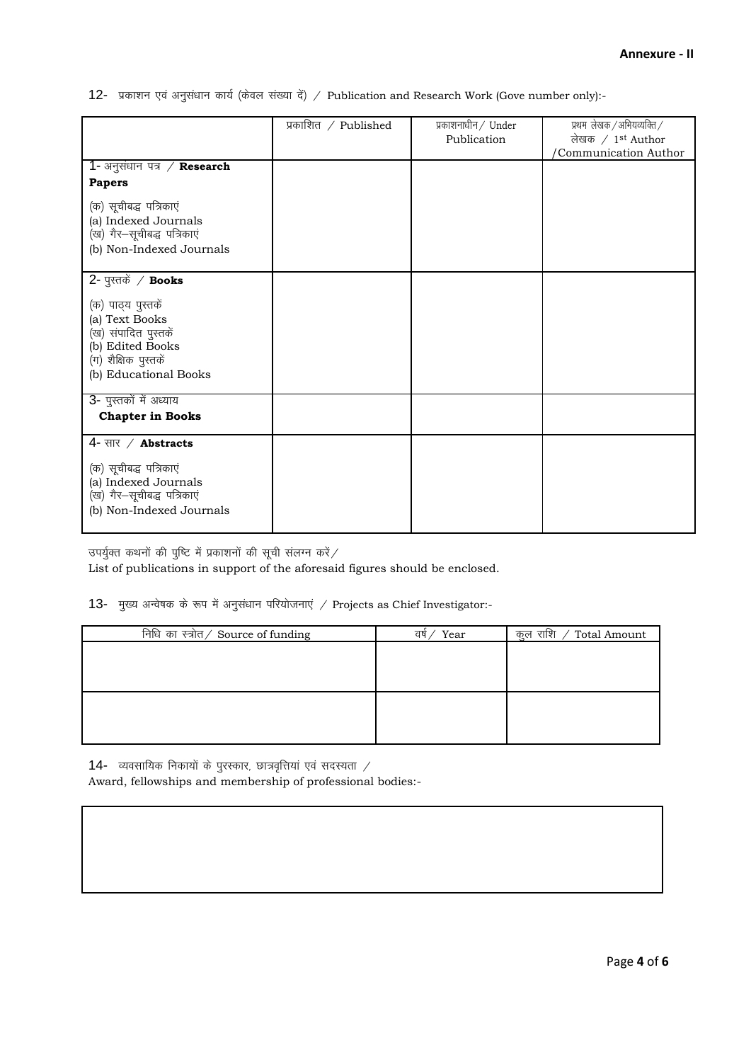**Annexure - II**

12- प्रकाशन एवं अनुसंधान कार्य (केवल संख्या दें) / Publication and Research Work (Gove number only):-

| | प्रकाशित / Published | प्रकाशनाधीन / Under Publication | प्रथम लेखक / अभिव्यक्ति / लेखक / 1st Author /Communication Author |
|---|---|---|---|
| 1- अनुसंधान पत्र / **Research Papers**<br>(क) सूचीबद्ध पत्रिकाएं<br>(a) Indexed Journals<br>(ख) गैर–सूचीबद्ध पत्रिकाएं<br>(b) Non-Indexed Journals | | | |
| 2- पुस्तकें / **Books**<br>(क) पाठ्य पुस्तकें<br>(a) Text Books<br>(ख) संपादित पुस्तकें<br>(b) Edited Books<br>(ग) शैक्षिक पुस्तकें<br>(b) Educational Books | | | |
| 3- पुस्तकों में अध्याय<br>**Chapter in Books** | | | |
| 4- सार / **Abstracts**<br>(क) सूचीबद्ध पत्रिकाएं<br>(a) Indexed Journals<br>(ख) गैर–सूचीबद्ध पत्रिकाएं<br>(b) Non-Indexed Journals | | | |

उपर्युक्त कथनों की पुष्टि में प्रकाशनों की सूची संलग्न करें/
List of publications in support of the aforesaid figures should be enclosed.

13- मुख्य अन्वेषक के रूप में अनुसंधान परियोजनाएं / Projects as Chief Investigator:-

| निधि का स्त्रोत / Source of funding | वर्ष / Year | कुल राशि / Total Amount |
|---|---|---|
| | | |
| | | |

14- व्यवसायिक निकायों के पुरस्कार, छात्रवृत्तियां एवं सदस्यता /
Award, fellowships and membership of professional bodies:-

| |
|---|
| |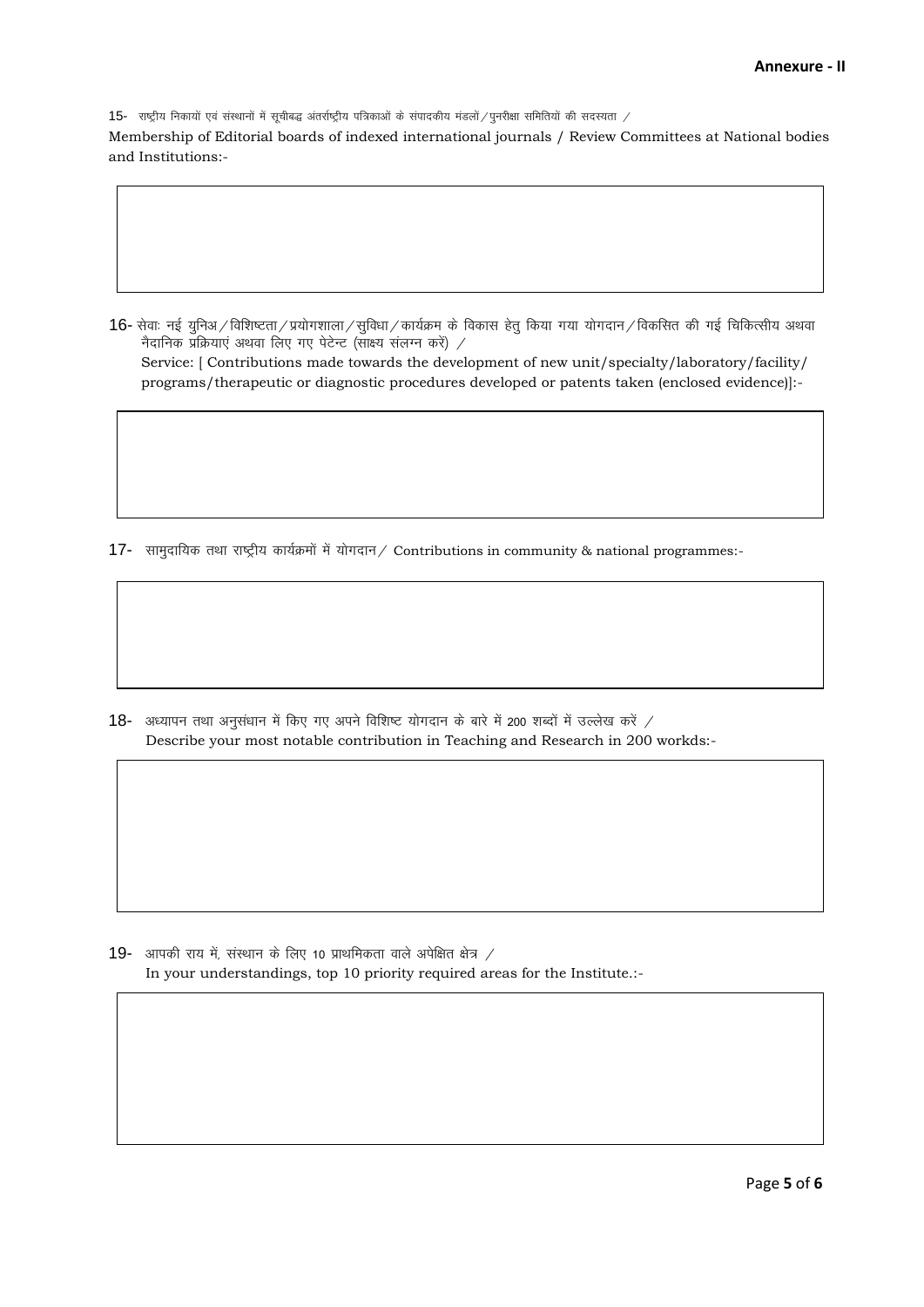**Annexure - II**

15- राष्ट्रीय निकायों एवं संस्थानों में सूचीबद्ध अंतर्राष्ट्रीय पत्रिकाओं के संपादकीय मंडलों / पुनरीक्षा समितियों की सदस्यता /
Membership of Editorial boards of indexed international journals / Review Committees at National bodies and Institutions:-

16- सेवाः नई युनिअ / विशिष्टता / प्रयोगशाला / सुविधा / कार्यक्रम के विकास हेतु किया गया योगदान / विकसित की गई चिकित्सीय अथवा नैदानिक प्रक्रियाएं अथवा लिए गए पेटेन्ट (साक्ष्य संलग्न करें) /
Service: [ Contributions made towards the development of new unit/specialty/laboratory/facility/ programs/therapeutic or diagnostic procedures developed or patents taken (enclosed evidence)]:-

17- सामुदायिक तथा राष्ट्रीय कार्यक्रमों में योगदान / Contributions in community & national programmes:-

18- अध्यापन तथा अनुसंधान में किए गए अपने विशिष्ट योगदान के बारे में 200 शब्दों में उल्लेख करें /
Describe your most notable contribution in Teaching and Research in 200 workds:-

19- आपकी राय में, संस्थान के लिए 10 प्राथमिकता वाले अपेक्षित क्षेत्र /
In your understandings, top 10 priority required areas for the Institute.:-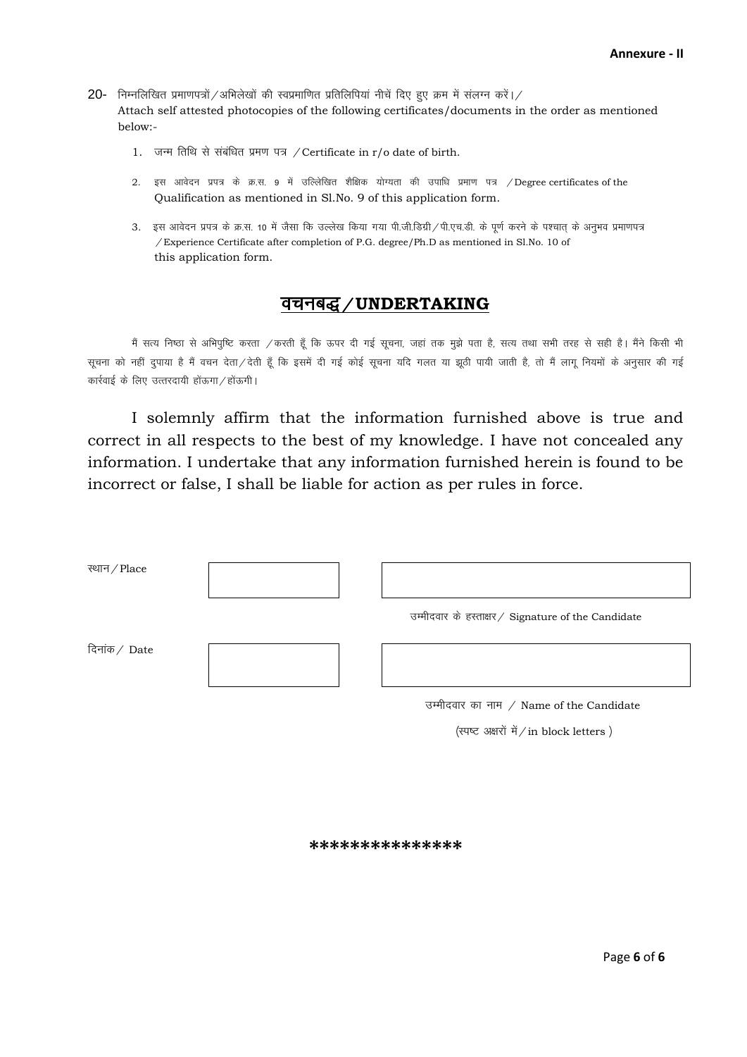**Annexure - II**

20- निम्नलिखित प्रमाणपत्रों/अभिलेखों की स्वप्रमाणित प्रतिलिपियां नीचें दिए हुए क्रम में संलग्न करें।/ Attach self attested photocopies of the following certificates/documents in the order as mentioned below:-

1. जन्म तिथि से संबंधित प्रमण पत्र /Certificate in r/o date of birth.
2. इस आवेदन प्रपत्र के क्र.स. 9 में उल्लिखित शैक्षिक योग्यता की उपाधि प्रमाण पत्र /Degree certificates of the Qualification as mentioned in Sl.No. 9 of this application form.
3. इस आवेदन प्रपत्र के क्र.स. 10 में जैसा कि उल्लेख किया गया पी.जी.डिग्री/पी.एच.डी. के पूर्ण करने के पश्चात् के अनुभव प्रमाणपत्र /Experience Certificate after completion of P.G. degree/Ph.D as mentioned in Sl.No. 10 of this application form.

## वचनबद्ध/UNDERTAKING

मैं सत्य निष्ठा से अभिपुष्टि करता /करती हूँ कि ऊपर दी गई सूचना, जहां तक मुझे पता है, सत्य तथा सभी तरह से सही है। मैंने किसी भी सूचना को नहीं दुपाया है मैं वचन देता/देती हूँ कि इसमें दी गई कोई सूचना यदि गलत या झूठी पायी जाती है, तो मैं लागू नियमों के अनुसार की गई कार्रवाई के लिए उत्तरदायी होंऊगा/होंऊगी।

I solemnly affirm that the information furnished above is true and correct in all respects to the best of my knowledge. I have not concealed any information. I undertake that any information furnished herein is found to be incorrect or false, I shall be liable for action as per rules in force.

स्थान/Place

उम्मीदवार के हस्ताक्षर/ Signature of the Candidate

दिनांक/ Date

उम्मीदवार का नाम / Name of the Candidate

(स्पष्ट अक्षरों में/in block letters )

**************